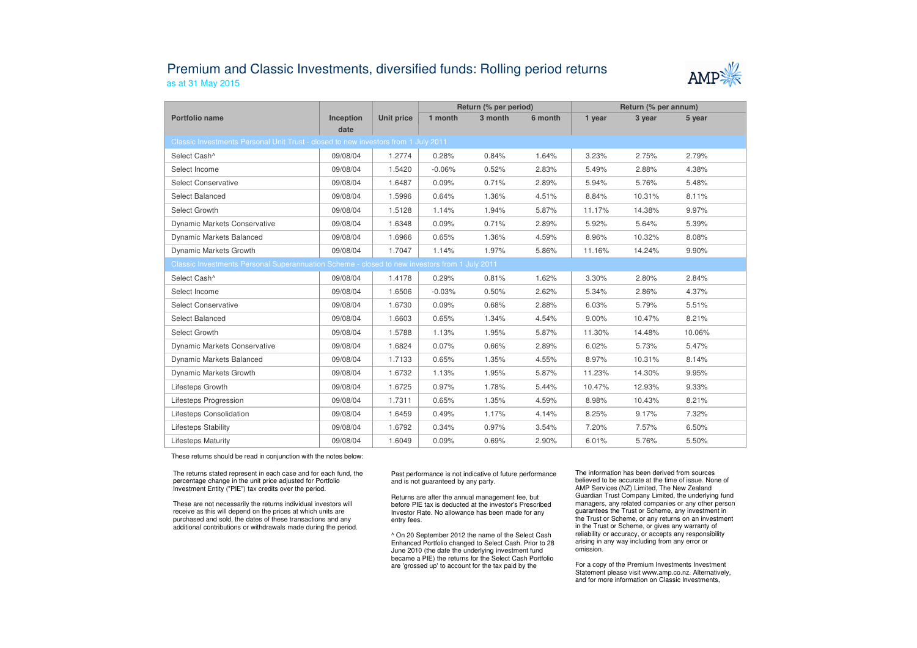# Premium and Classic Investments, diversified funds: Rolling period returns

as at 31 May 2015

| Portfolio name | Inception date | Unit price | Return (% per period) | | | Return (% per annum) | | |
|---|---|---|---|---|---|---|---|---|
| | | | 1 month | 3 month | 6 month | 1 year | 3 year | 5 year |
| **Classic Investments Personal Unit Trust - closed to new investors from 1 July 2011** | | | | | | | | |
| Select Cash^ | 09/08/04 | 1.2774 | 0.28% | 0.84% | 1.64% | 3.23% | 2.75% | 2.79% |
| Select Income | 09/08/04 | 1.5420 | -0.06% | 0.52% | 2.83% | 5.49% | 2.88% | 4.38% |
| Select Conservative | 09/08/04 | 1.6487 | 0.09% | 0.71% | 2.89% | 5.94% | 5.76% | 5.48% |
| Select Balanced | 09/08/04 | 1.5996 | 0.64% | 1.36% | 4.51% | 8.84% | 10.31% | 8.11% |
| Select Growth | 09/08/04 | 1.5128 | 1.14% | 1.94% | 5.87% | 11.17% | 14.38% | 9.97% |
| Dynamic Markets Conservative | 09/08/04 | 1.6348 | 0.09% | 0.71% | 2.89% | 5.92% | 5.64% | 5.39% |
| Dynamic Markets Balanced | 09/08/04 | 1.6966 | 0.65% | 1.36% | 4.59% | 8.96% | 10.32% | 8.08% |
| Dynamic Markets Growth | 09/08/04 | 1.7047 | 1.14% | 1.97% | 5.86% | 11.16% | 14.24% | 9.90% |
| **Classic Investments Personal Superannuation Scheme - closed to new investors from 1 July 2011** | | | | | | | | |
| Select Cash^ | 09/08/04 | 1.4178 | 0.29% | 0.81% | 1.62% | 3.30% | 2.80% | 2.84% |
| Select Income | 09/08/04 | 1.6506 | -0.03% | 0.50% | 2.62% | 5.34% | 2.86% | 4.37% |
| Select Conservative | 09/08/04 | 1.6730 | 0.09% | 0.68% | 2.88% | 6.03% | 5.79% | 5.51% |
| Select Balanced | 09/08/04 | 1.6603 | 0.65% | 1.34% | 4.54% | 9.00% | 10.47% | 8.21% |
| Select Growth | 09/08/04 | 1.5788 | 1.13% | 1.95% | 5.87% | 11.30% | 14.48% | 10.06% |
| Dynamic Markets Conservative | 09/08/04 | 1.6824 | 0.07% | 0.66% | 2.89% | 6.02% | 5.73% | 5.47% |
| Dynamic Markets Balanced | 09/08/04 | 1.7133 | 0.65% | 1.35% | 4.55% | 8.97% | 10.31% | 8.14% |
| Dynamic Markets Growth | 09/08/04 | 1.6732 | 1.13% | 1.95% | 5.87% | 11.23% | 14.30% | 9.95% |
| Lifesteps Growth | 09/08/04 | 1.6725 | 0.97% | 1.78% | 5.44% | 10.47% | 12.93% | 9.33% |
| Lifesteps Progression | 09/08/04 | 1.7311 | 0.65% | 1.35% | 4.59% | 8.98% | 10.43% | 8.21% |
| Lifesteps Consolidation | 09/08/04 | 1.6459 | 0.49% | 1.17% | 4.14% | 8.25% | 9.17% | 7.32% |
| Lifesteps Stability | 09/08/04 | 1.6792 | 0.34% | 0.97% | 3.54% | 7.20% | 7.57% | 6.50% |
| Lifesteps Maturity | 09/08/04 | 1.6049 | 0.09% | 0.69% | 2.90% | 6.01% | 5.76% | 5.50% |

These returns should be read in conjunction with the notes below:

The returns stated represent in each case and for each fund, the percentage change in the unit price adjusted for Portfolio Investment Entity ("PIE") tax credits over the period.

These are not necessarily the returns individual investors will receive as this will depend on the prices at which units are purchased and sold, the dates of these transactions and any additional contributions or withdrawals made during the period.

Past performance is not indicative of future performance and is not guaranteed by any party.

Returns are after the annual management fee, but before PIE tax is deducted at the investor's Prescribed Investor Rate. No allowance has been made for any entry fees.

^ On 20 September 2012 the name of the Select Cash Enhanced Portfolio changed to Select Cash. Prior to 28 June 2010 (the date the underlying investment fund became a PIE) the returns for the Select Cash Portfolio are 'grossed up' to account for the tax paid by the

The information has been derived from sources believed to be accurate at the time of issue. None of AMP Services (NZ) Limited, The New Zealand Guardian Trust Company Limited, the underlying fund managers, any related companies or any other person guarantees the Trust or Scheme, any investment in the Trust or Scheme, or any returns on an investment in the Trust or Scheme, or gives any warranty of reliability or accuracy, or accepts any responsibility arising in any way including from any error or omission.

For a copy of the Premium Investments Investment Statement please visit www.amp.co.nz. Alternatively, and for more information on Classic Investments,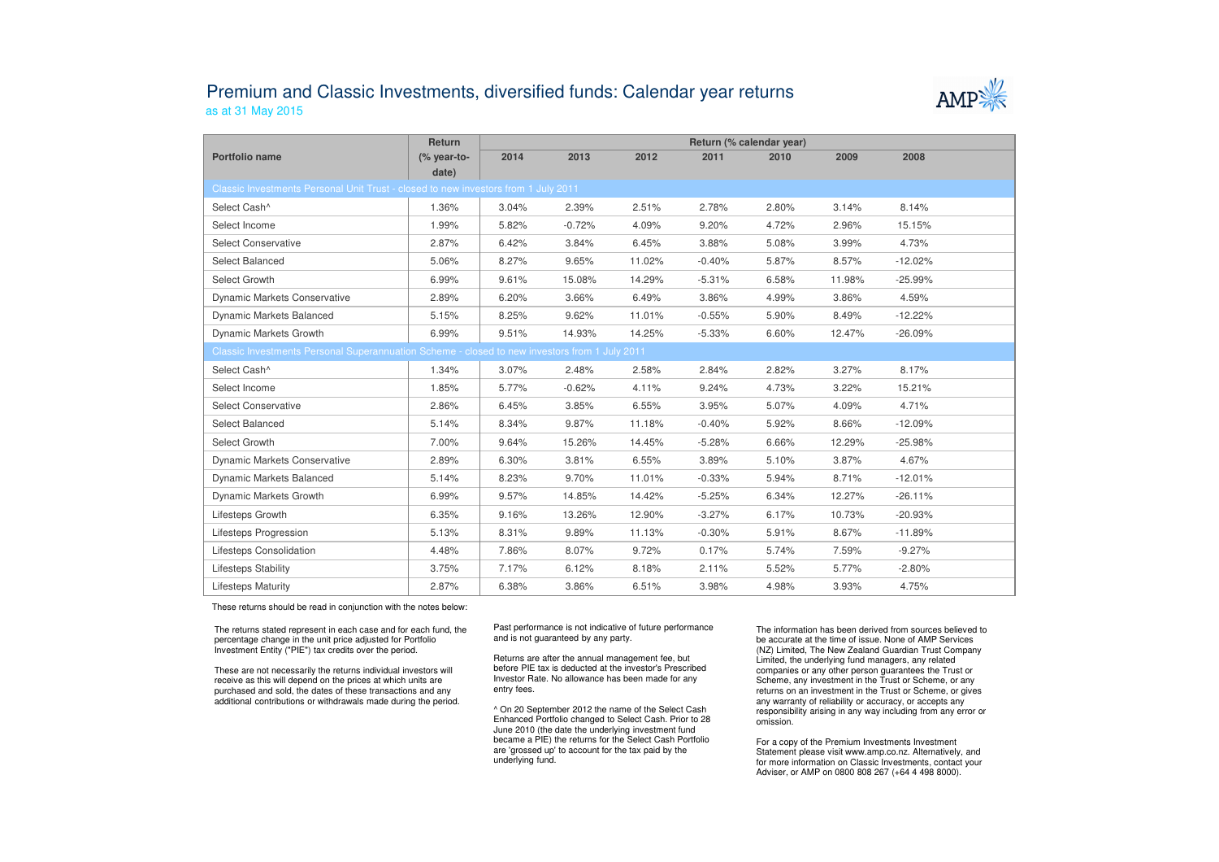# Premium and Classic Investments, diversified funds: Calendar year returns

as at 31 May 2015

| Portfolio name | Return (% year-to-date) | Return (% calendar year) | | | | | | |
|---|---|---|---|---|---|---|---|---|
| | | 2014 | 2013 | 2012 | 2011 | 2010 | 2009 | 2008 |
| **Classic Investments Personal Unit Trust - closed to new investors from 1 July 2011** | | | | | | | | |
| Select Cash^ | 1.36% | 3.04% | 2.39% | 2.51% | 2.78% | 2.80% | 3.14% | 8.14% |
| Select Income | 1.99% | 5.82% | -0.72% | 4.09% | 9.20% | 4.72% | 2.96% | 15.15% |
| Select Conservative | 2.87% | 6.42% | 3.84% | 6.45% | 3.88% | 5.08% | 3.99% | 4.73% |
| Select Balanced | 5.06% | 8.27% | 9.65% | 11.02% | -0.40% | 5.87% | 8.57% | -12.02% |
| Select Growth | 6.99% | 9.61% | 15.08% | 14.29% | -5.31% | 6.58% | 11.98% | -25.99% |
| Dynamic Markets Conservative | 2.89% | 6.20% | 3.66% | 6.49% | 3.86% | 4.99% | 3.86% | 4.59% |
| Dynamic Markets Balanced | 5.15% | 8.25% | 9.62% | 11.01% | -0.55% | 5.90% | 8.49% | -12.22% |
| Dynamic Markets Growth | 6.99% | 9.51% | 14.93% | 14.25% | -5.33% | 6.60% | 12.47% | -26.09% |
| **Classic Investments Personal Superannuation Scheme - closed to new investors from 1 July 2011** | | | | | | | | |
| Select Cash^ | 1.34% | 3.07% | 2.48% | 2.58% | 2.84% | 2.82% | 3.27% | 8.17% |
| Select Income | 1.85% | 5.77% | -0.62% | 4.11% | 9.24% | 4.73% | 3.22% | 15.21% |
| Select Conservative | 2.86% | 6.45% | 3.85% | 6.55% | 3.95% | 5.07% | 4.09% | 4.71% |
| Select Balanced | 5.14% | 8.34% | 9.87% | 11.18% | -0.40% | 5.92% | 8.66% | -12.09% |
| Select Growth | 7.00% | 9.64% | 15.26% | 14.45% | -5.28% | 6.66% | 12.29% | -25.98% |
| Dynamic Markets Conservative | 2.89% | 6.30% | 3.81% | 6.55% | 3.89% | 5.10% | 3.87% | 4.67% |
| Dynamic Markets Balanced | 5.14% | 8.23% | 9.70% | 11.01% | -0.33% | 5.94% | 8.71% | -12.01% |
| Dynamic Markets Growth | 6.99% | 9.57% | 14.85% | 14.42% | -5.25% | 6.34% | 12.27% | -26.11% |
| Lifesteps Growth | 6.35% | 9.16% | 13.26% | 12.90% | -3.27% | 6.17% | 10.73% | -20.93% |
| Lifesteps Progression | 5.13% | 8.31% | 9.89% | 11.13% | -0.30% | 5.91% | 8.67% | -11.89% |
| Lifesteps Consolidation | 4.48% | 7.86% | 8.07% | 9.72% | 0.17% | 5.74% | 7.59% | -9.27% |
| Lifesteps Stability | 3.75% | 7.17% | 6.12% | 8.18% | 2.11% | 5.52% | 5.77% | -2.80% |
| Lifesteps Maturity | 2.87% | 6.38% | 3.86% | 6.51% | 3.98% | 4.98% | 3.93% | 4.75% |

These returns should be read in conjunction with the notes below:

The returns stated represent in each case and for each fund, the percentage change in the unit price adjusted for Portfolio Investment Entity ("PIE") tax credits over the period.

These are not necessarily the returns individual investors will receive as this will depend on the prices at which units are purchased and sold, the dates of these transactions and any additional contributions or withdrawals made during the period.

Past performance is not indicative of future performance and is not guaranteed by any party.

Returns are after the annual management fee, but before PIE tax is deducted at the investor's Prescribed Investor Rate. No allowance has been made for any entry fees.

^ On 20 September 2012 the name of the Select Cash Enhanced Portfolio changed to Select Cash. Prior to 28 June 2010 (the date the underlying investment fund became a PIE) the returns for the Select Cash Portfolio are 'grossed up' to account for the tax paid by the underlying fund.

The information has been derived from sources believed to be accurate at the time of issue. None of AMP Services (NZ) Limited, The New Zealand Guardian Trust Company Limited, the underlying fund managers, any related companies or any other person guarantees the Trust or Scheme, any investment in the Trust or Scheme, or any returns on an investment in the Trust or Scheme, or gives any warranty of reliability or accuracy, or accepts any responsibility arising in any way including from any error or omission.

For a copy of the Premium Investments Investment Statement please visit www.amp.co.nz. Alternatively, and for more information on Classic Investments, contact your Adviser, or AMP on 0800 808 267 (+64 4 498 8000).